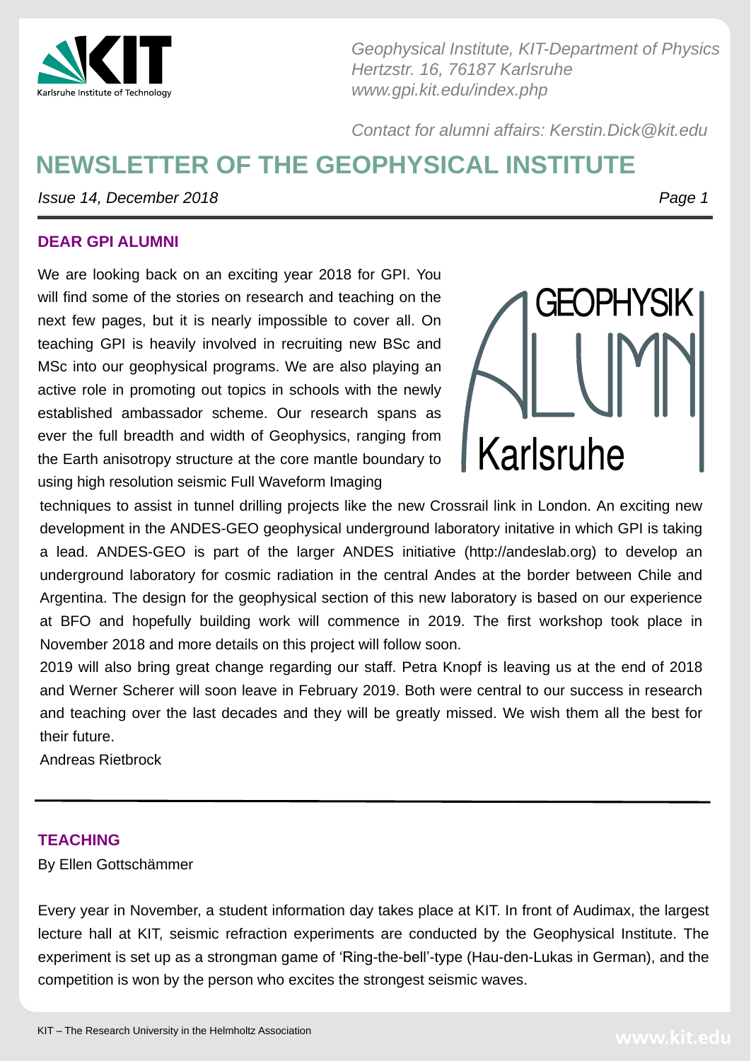*Geophysical Institute, KIT-Department of Physics*
*Hertzstr. 16, 76187 Karlsruhe*
*www.gpi.kit.edu/index.php*

*Contact for alumni affairs: Kerstin.Dick@kit.edu*

# NEWSLETTER OF THE GEOPHYSICAL INSTITUTE

*Issue 14, December 2018*

## DEAR GPI ALUMNI

We are looking back on an exciting year 2018 for GPI. You will find some of the stories on research and teaching on the next few pages, but it is nearly impossible to cover all. On teaching GPI is heavily involved in recruiting new BSc and MSc into our geophysical programs. We are also playing an active role in promoting out topics in schools with the newly established ambassador scheme. Our research spans as ever the full breadth and width of Geophysics, ranging from the Earth anisotropy structure at the core mantle boundary to using high resolution seismic Full Waveform Imaging techniques to assist in tunnel drilling projects like the new Crossrail link in London. An exciting new development in the ANDES-GEO geophysical underground laboratory initative in which GPI is taking a lead. ANDES-GEO is part of the larger ANDES initiative (http://andeslab.org) to develop an underground laboratory for cosmic radiation in the central Andes at the border between Chile and Argentina. The design for the geophysical section of this new laboratory is based on our experience at BFO and hopefully building work will commence in 2019. The first workshop took place in November 2018 and more details on this project will follow soon.

2019 will also bring great change regarding our staff. Petra Knopf is leaving us at the end of 2018 and Werner Scherer will soon leave in February 2019. Both were central to our success in research and teaching over the last decades and they will be greatly missed. We wish them all the best for their future.

Andreas Rietbrock

---

## TEACHING

By Ellen Gottschämmer

Every year in November, a student information day takes place at KIT. In front of Audimax, the largest lecture hall at KIT, seismic refraction experiments are conducted by the Geophysical Institute. The experiment is set up as a strongman game of 'Ring-the-bell'-type (Hau-den-Lukas in German), and the competition is won by the person who excites the strongest seismic waves.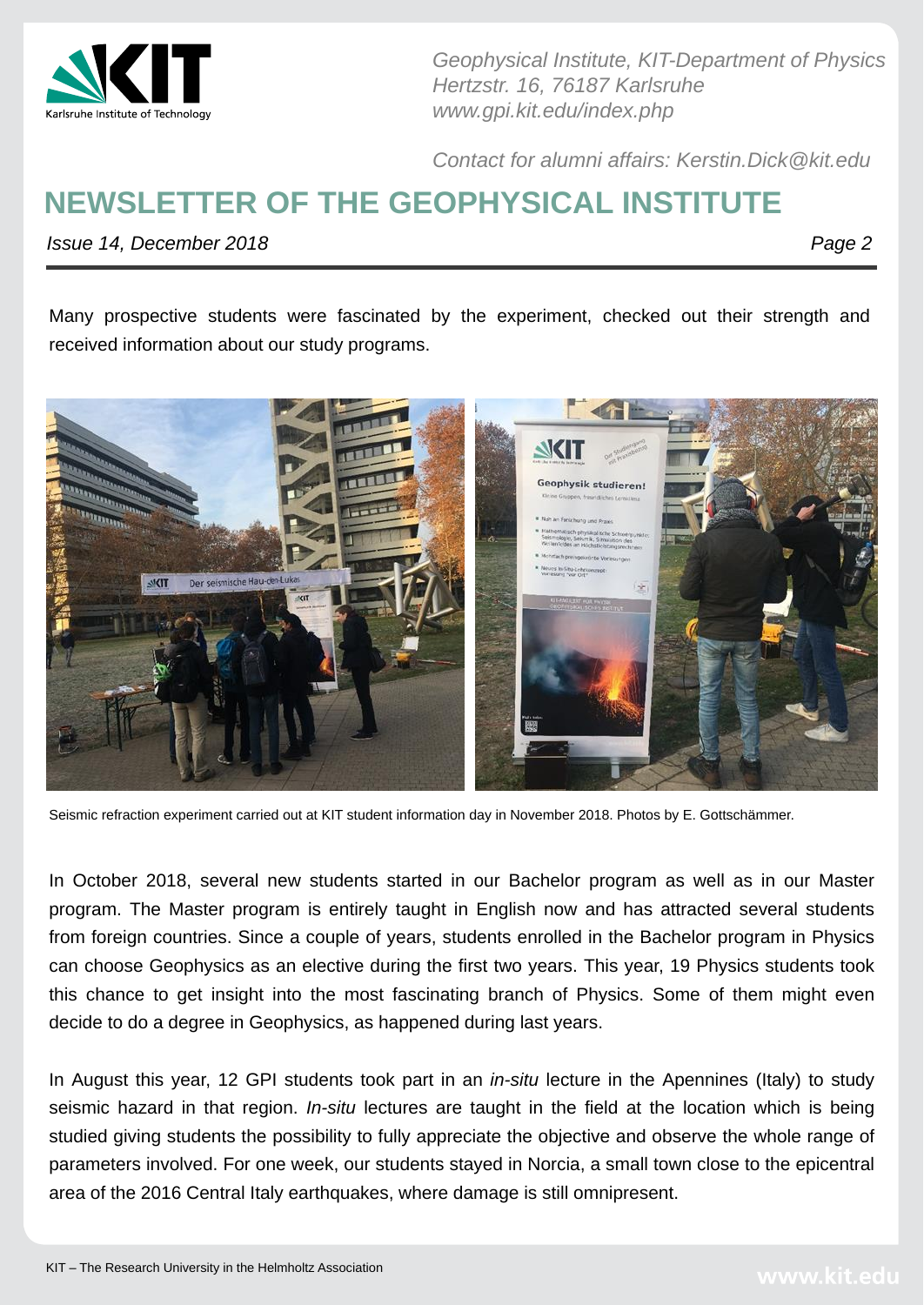Many prospective students were fascinated by the experiment, checked out their strength and received information about our study programs.

Seismic refraction experiment carried out at KIT student information day in November 2018. Photos by E. Gottschämmer.

In October 2018, several new students started in our Bachelor program as well as in our Master program. The Master program is entirely taught in English now and has attracted several students from foreign countries. Since a couple of years, students enrolled in the Bachelor program in Physics can choose Geophysics as an elective during the first two years. This year, 19 Physics students took this chance to get insight into the most fascinating branch of Physics. Some of them might even decide to do a degree in Geophysics, as happened during last years.

In August this year, 12 GPI students took part in an *in-situ* lecture in the Apennines (Italy) to study seismic hazard in that region. *In-situ* lectures are taught in the field at the location which is being studied giving students the possibility to fully appreciate the objective and observe the whole range of parameters involved. For one week, our students stayed in Norcia, a small town close to the epicentral area of the 2016 Central Italy earthquakes, where damage is still omnipresent.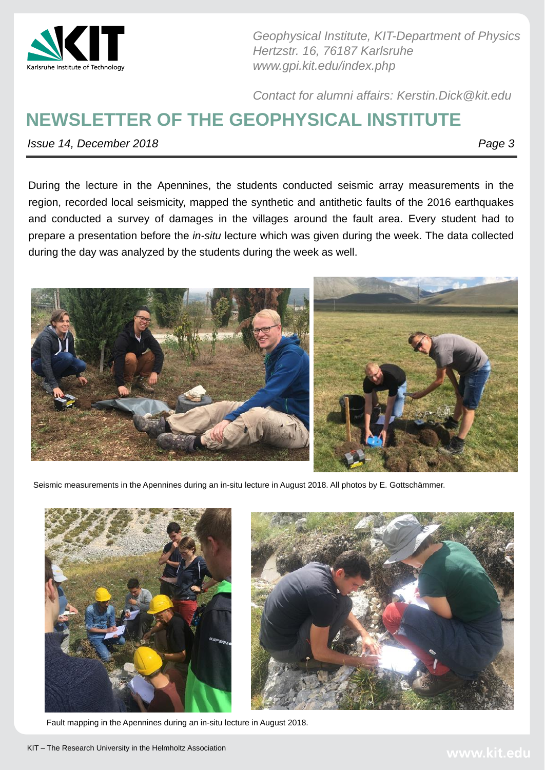During the lecture in the Apennines, the students conducted seismic array measurements in the region, recorded local seismicity, mapped the synthetic and antithetic faults of the 2016 earthquakes and conducted a survey of damages in the villages around the fault area. Every student had to prepare a presentation before the *in-situ* lecture which was given during the week. The data collected during the day was analyzed by the students during the week as well.

Seismic measurements in the Apennines during an in-situ lecture in August 2018. All photos by E. Gottschämmer.

Fault mapping in the Apennines during an in-situ lecture in August 2018.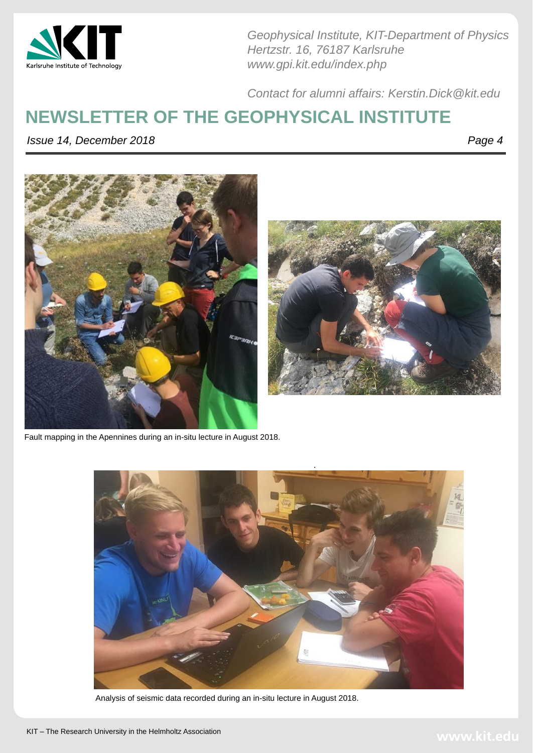Fault mapping in the Apennines during an in-situ lecture in August 2018.

Analysis of seismic data recorded during an in-situ lecture in August 2018.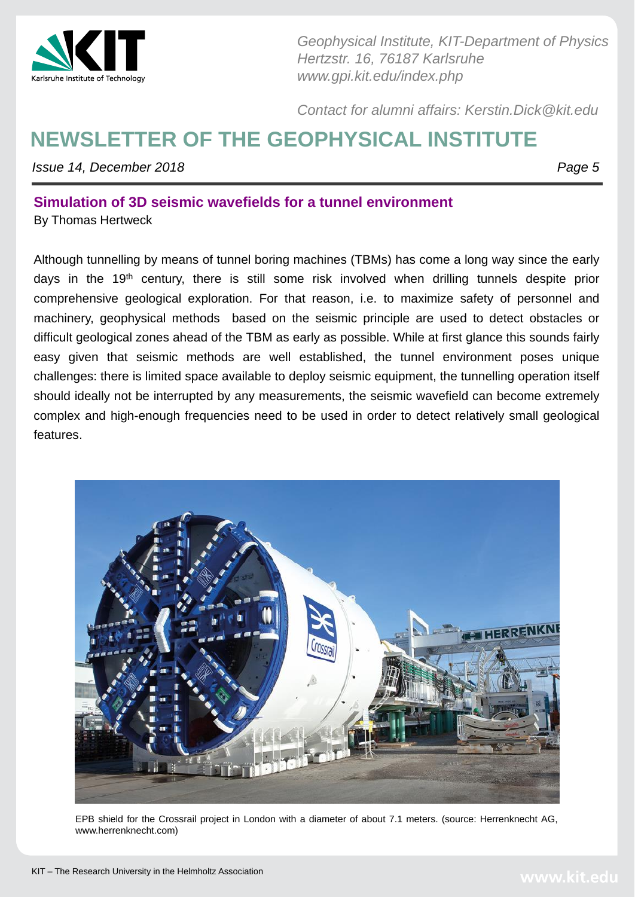## Simulation of 3D seismic wavefields for a tunnel environment

By Thomas Hertweck

Although tunnelling by means of tunnel boring machines (TBMs) has come a long way since the early days in the 19th century, there is still some risk involved when drilling tunnels despite prior comprehensive geological exploration. For that reason, i.e. to maximize safety of personnel and machinery, geophysical methods based on the seismic principle are used to detect obstacles or difficult geological zones ahead of the TBM as early as possible. While at first glance this sounds fairly easy given that seismic methods are well established, the tunnel environment poses unique challenges: there is limited space available to deploy seismic equipment, the tunnelling operation itself should ideally not be interrupted by any measurements, the seismic wavefield can become extremely complex and high-enough frequencies need to be used in order to detect relatively small geological features.

EPB shield for the Crossrail project in London with a diameter of about 7.1 meters. (source: Herrenknecht AG, www.herrenknecht.com)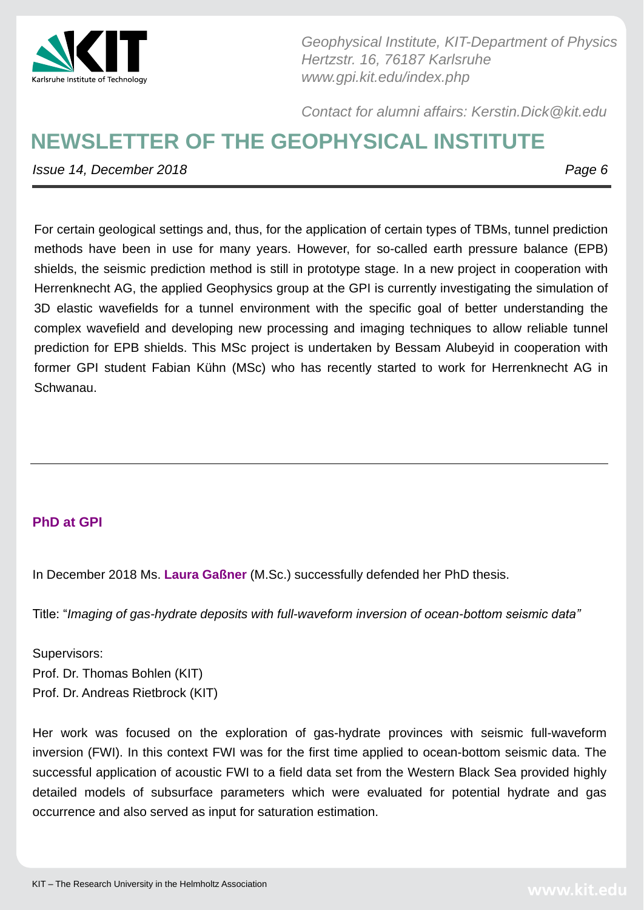For certain geological settings and, thus, for the application of certain types of TBMs, tunnel prediction methods have been in use for many years. However, for so-called earth pressure balance (EPB) shields, the seismic prediction method is still in prototype stage. In a new project in cooperation with Herrenknecht AG, the applied Geophysics group at the GPI is currently investigating the simulation of 3D elastic wavefields for a tunnel environment with the specific goal of better understanding the complex wavefield and developing new processing and imaging techniques to allow reliable tunnel prediction for EPB shields. This MSc project is undertaken by Bessam Alubeyid in cooperation with former GPI student Fabian Kühn (MSc) who has recently started to work for Herrenknecht AG in Schwanau.

---

### PhD at GPI

In December 2018 Ms. **Laura Gaßner** (M.Sc.) successfully defended her PhD thesis.

Title: "*Imaging of gas-hydrate deposits with full-waveform inversion of ocean-bottom seismic data"*

Supervisors:
Prof. Dr. Thomas Bohlen (KIT)
Prof. Dr. Andreas Rietbrock (KIT)

Her work was focused on the exploration of gas-hydrate provinces with seismic full-waveform inversion (FWI). In this context FWI was for the first time applied to ocean-bottom seismic data. The successful application of acoustic FWI to a field data set from the Western Black Sea provided highly detailed models of subsurface parameters which were evaluated for potential hydrate and gas occurrence and also served as input for saturation estimation.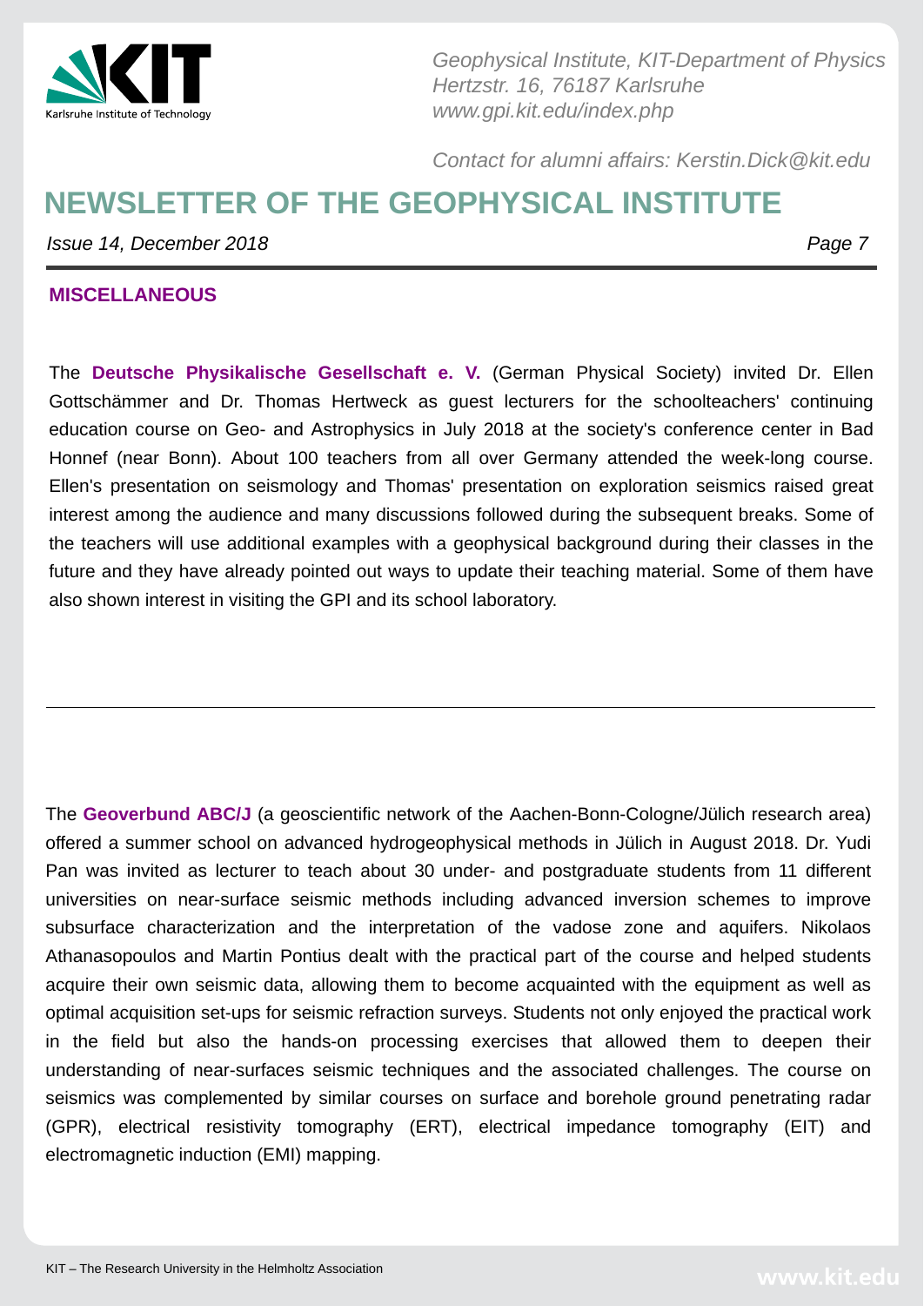## MISCELLANEOUS

The **Deutsche Physikalische Gesellschaft e. V.** (German Physical Society) invited Dr. Ellen Gottschämmer and Dr. Thomas Hertweck as guest lecturers for the schoolteachers' continuing education course on Geo- and Astrophysics in July 2018 at the society's conference center in Bad Honnef (near Bonn). About 100 teachers from all over Germany attended the week-long course. Ellen's presentation on seismology and Thomas' presentation on exploration seismics raised great interest among the audience and many discussions followed during the subsequent breaks. Some of the teachers will use additional examples with a geophysical background during their classes in the future and they have already pointed out ways to update their teaching material. Some of them have also shown interest in visiting the GPI and its school laboratory.

---

The **Geoverbund ABC/J** (a geoscientific network of the Aachen-Bonn-Cologne/Jülich research area) offered a summer school on advanced hydrogeophysical methods in Jülich in August 2018. Dr. Yudi Pan was invited as lecturer to teach about 30 under- and postgraduate students from 11 different universities on near-surface seismic methods including advanced inversion schemes to improve subsurface characterization and the interpretation of the vadose zone and aquifers. Nikolaos Athanasopoulos and Martin Pontius dealt with the practical part of the course and helped students acquire their own seismic data, allowing them to become acquainted with the equipment as well as optimal acquisition set-ups for seismic refraction surveys. Students not only enjoyed the practical work in the field but also the hands-on processing exercises that allowed them to deepen their understanding of near-surfaces seismic techniques and the associated challenges. The course on seismics was complemented by similar courses on surface and borehole ground penetrating radar (GPR), electrical resistivity tomography (ERT), electrical impedance tomography (EIT) and electromagnetic induction (EMI) mapping.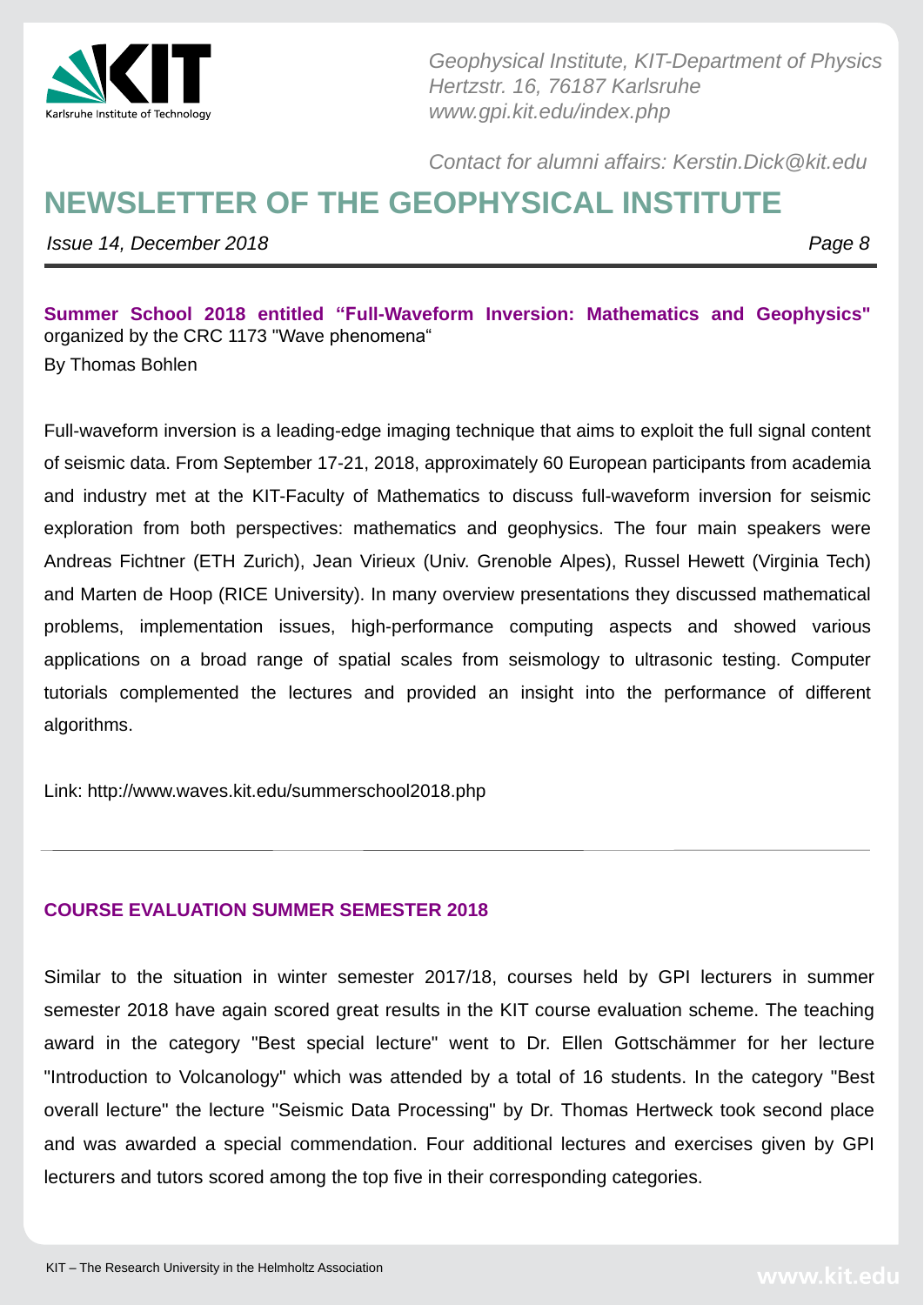**Summer School 2018 entitled "Full-Waveform Inversion: Mathematics and Geophysics"** organized by the CRC 1173 "Wave phenomena"

By Thomas Bohlen

Full-waveform inversion is a leading-edge imaging technique that aims to exploit the full signal content of seismic data. From September 17-21, 2018, approximately 60 European participants from academia and industry met at the KIT-Faculty of Mathematics to discuss full-waveform inversion for seismic exploration from both perspectives: mathematics and geophysics. The four main speakers were Andreas Fichtner (ETH Zurich), Jean Virieux (Univ. Grenoble Alpes), Russel Hewett (Virginia Tech) and Marten de Hoop (RICE University). In many overview presentations they discussed mathematical problems, implementation issues, high-performance computing aspects and showed various applications on a broad range of spatial scales from seismology to ultrasonic testing. Computer tutorials complemented the lectures and provided an insight into the performance of different algorithms.

Link: http://www.waves.kit.edu/summerschool2018.php

---

## COURSE EVALUATION SUMMER SEMESTER 2018

Similar to the situation in winter semester 2017/18, courses held by GPI lecturers in summer semester 2018 have again scored great results in the KIT course evaluation scheme. The teaching award in the category "Best special lecture" went to Dr. Ellen Gottschämmer for her lecture "Introduction to Volcanology" which was attended by a total of 16 students. In the category "Best overall lecture" the lecture "Seismic Data Processing" by Dr. Thomas Hertweck took second place and was awarded a special commendation. Four additional lectures and exercises given by GPI lecturers and tutors scored among the top five in their corresponding categories.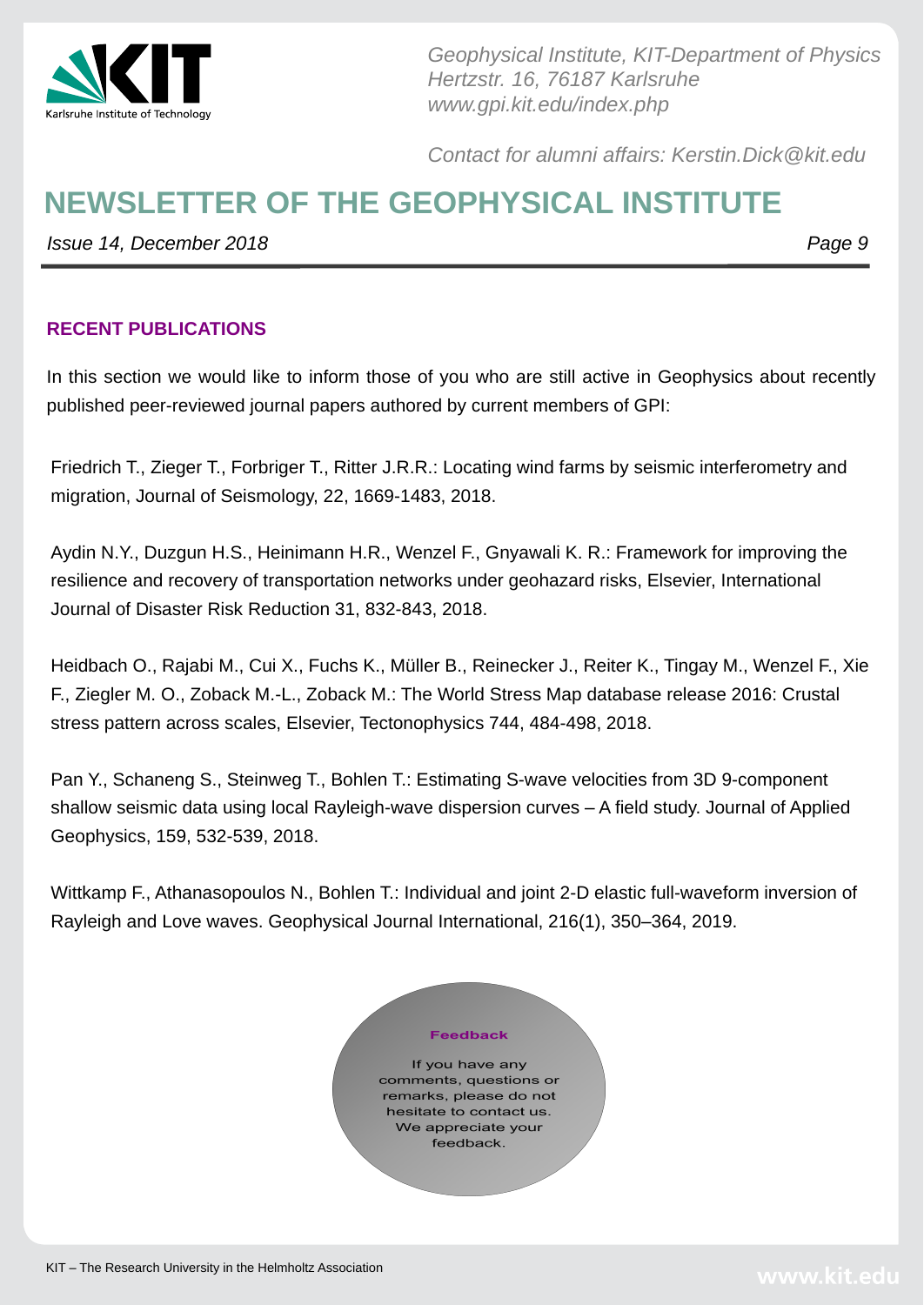## RECENT PUBLICATIONS

In this section we would like to inform those of you who are still active in Geophysics about recently published peer-reviewed journal papers authored by current members of GPI:

Friedrich T., Zieger T., Forbriger T., Ritter J.R.R.: Locating wind farms by seismic interferometry and migration, Journal of Seismology, 22, 1669-1483, 2018.

Aydin N.Y., Duzgun H.S., Heinimann H.R., Wenzel F., Gnyawali K. R.: Framework for improving the resilience and recovery of transportation networks under geohazard risks, Elsevier, International Journal of Disaster Risk Reduction 31, 832-843, 2018.

Heidbach O., Rajabi M., Cui X., Fuchs K., Müller B., Reinecker J., Reiter K., Tingay M., Wenzel F., Xie F., Ziegler M. O., Zoback M.-L., Zoback M.: The World Stress Map database release 2016: Crustal stress pattern across scales, Elsevier, Tectonophysics 744, 484-498, 2018.

Pan Y., Schaneng S., Steinweg T., Bohlen T.: Estimating S-wave velocities from 3D 9-component shallow seismic data using local Rayleigh-wave dispersion curves – A field study. Journal of Applied Geophysics, 159, 532-539, 2018.

Wittkamp F., Athanasopoulos N., Bohlen T.: Individual and joint 2-D elastic full-waveform inversion of Rayleigh and Love waves. Geophysical Journal International, 216(1), 350–364, 2019.

**Feedback**

If you have any comments, questions or remarks, please do not hesitate to contact us. We appreciate your feedback.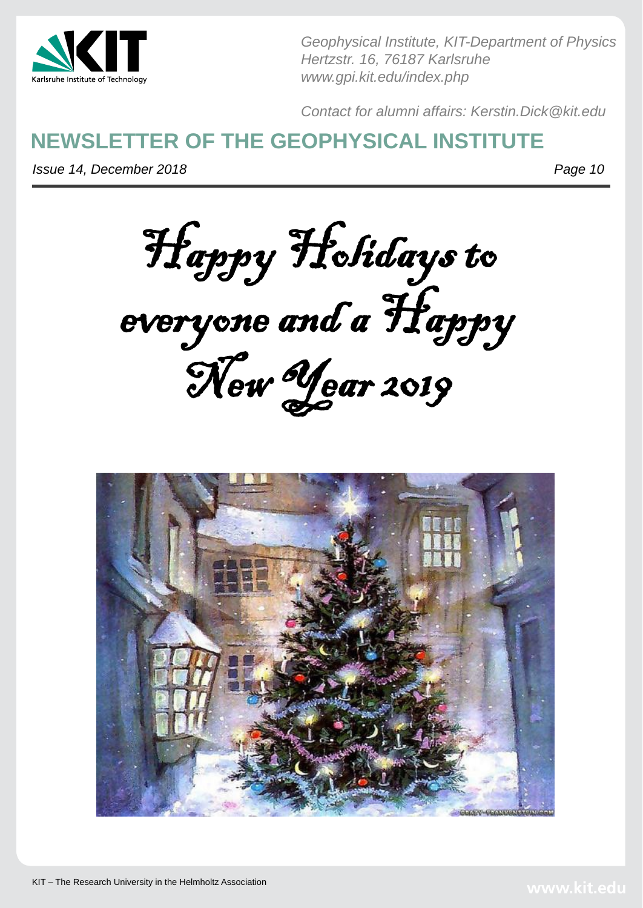Happy Holidays to everyone and a Happy New Year 2019